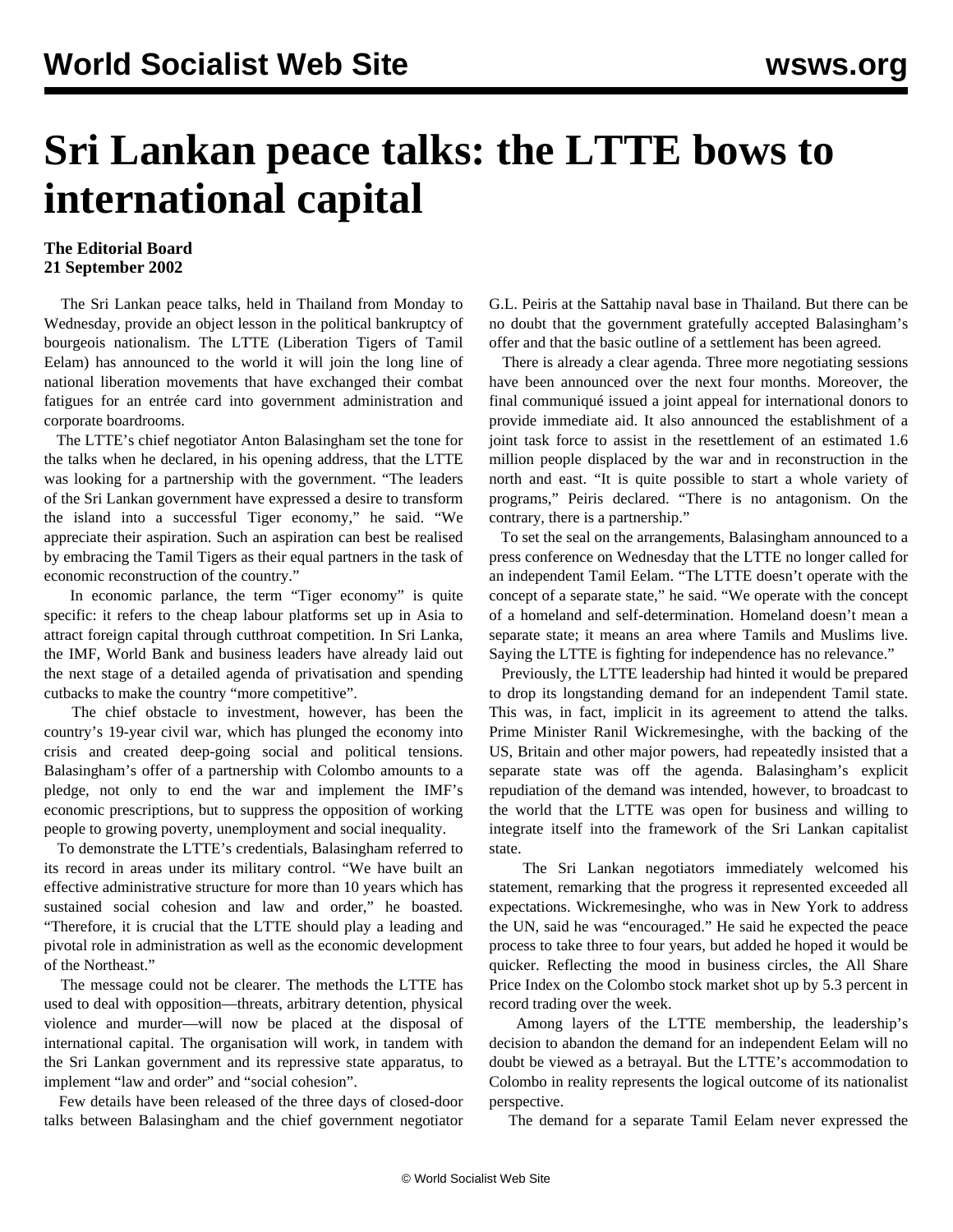# Sri Lankan peace talks: the LTTE bows to international capital

**The Editorial Board**
**21 September 2002**

The Sri Lankan peace talks, held in Thailand from Monday to Wednesday, provide an object lesson in the political bankruptcy of bourgeois nationalism. The LTTE (Liberation Tigers of Tamil Eelam) has announced to the world it will join the long line of national liberation movements that have exchanged their combat fatigues for an entrée card into government administration and corporate boardrooms.

The LTTE's chief negotiator Anton Balasingham set the tone for the talks when he declared, in his opening address, that the LTTE was looking for a partnership with the government. "The leaders of the Sri Lankan government have expressed a desire to transform the island into a successful Tiger economy," he said. "We appreciate their aspiration. Such an aspiration can best be realised by embracing the Tamil Tigers as their equal partners in the task of economic reconstruction of the country."

In economic parlance, the term "Tiger economy" is quite specific: it refers to the cheap labour platforms set up in Asia to attract foreign capital through cutthroat competition. In Sri Lanka, the IMF, World Bank and business leaders have already laid out the next stage of a detailed agenda of privatisation and spending cutbacks to make the country "more competitive".

The chief obstacle to investment, however, has been the country's 19-year civil war, which has plunged the economy into crisis and created deep-going social and political tensions. Balasingham's offer of a partnership with Colombo amounts to a pledge, not only to end the war and implement the IMF's economic prescriptions, but to suppress the opposition of working people to growing poverty, unemployment and social inequality.

To demonstrate the LTTE's credentials, Balasingham referred to its record in areas under its military control. "We have built an effective administrative structure for more than 10 years which has sustained social cohesion and law and order," he boasted. "Therefore, it is crucial that the LTTE should play a leading and pivotal role in administration as well as the economic development of the Northeast."

The message could not be clearer. The methods the LTTE has used to deal with opposition—threats, arbitrary detention, physical violence and murder—will now be placed at the disposal of international capital. The organisation will work, in tandem with the Sri Lankan government and its repressive state apparatus, to implement "law and order" and "social cohesion".

Few details have been released of the three days of closed-door talks between Balasingham and the chief government negotiator G.L. Peiris at the Sattahip naval base in Thailand. But there can be no doubt that the government gratefully accepted Balasingham's offer and that the basic outline of a settlement has been agreed.

There is already a clear agenda. Three more negotiating sessions have been announced over the next four months. Moreover, the final communiqué issued a joint appeal for international donors to provide immediate aid. It also announced the establishment of a joint task force to assist in the resettlement of an estimated 1.6 million people displaced by the war and in reconstruction in the north and east. "It is quite possible to start a whole variety of programs," Peiris declared. "There is no antagonism. On the contrary, there is a partnership."

To set the seal on the arrangements, Balasingham announced to a press conference on Wednesday that the LTTE no longer called for an independent Tamil Eelam. "The LTTE doesn't operate with the concept of a separate state," he said. "We operate with the concept of a homeland and self-determination. Homeland doesn't mean a separate state; it means an area where Tamils and Muslims live. Saying the LTTE is fighting for independence has no relevance."

Previously, the LTTE leadership had hinted it would be prepared to drop its longstanding demand for an independent Tamil state. This was, in fact, implicit in its agreement to attend the talks. Prime Minister Ranil Wickremesinghe, with the backing of the US, Britain and other major powers, had repeatedly insisted that a separate state was off the agenda. Balasingham's explicit repudiation of the demand was intended, however, to broadcast to the world that the LTTE was open for business and willing to integrate itself into the framework of the Sri Lankan capitalist state.

The Sri Lankan negotiators immediately welcomed his statement, remarking that the progress it represented exceeded all expectations. Wickremesinghe, who was in New York to address the UN, said he was "encouraged." He said he expected the peace process to take three to four years, but added he hoped it would be quicker. Reflecting the mood in business circles, the All Share Price Index on the Colombo stock market shot up by 5.3 percent in record trading over the week.

Among layers of the LTTE membership, the leadership's decision to abandon the demand for an independent Eelam will no doubt be viewed as a betrayal. But the LTTE's accommodation to Colombo in reality represents the logical outcome of its nationalist perspective.

The demand for a separate Tamil Eelam never expressed the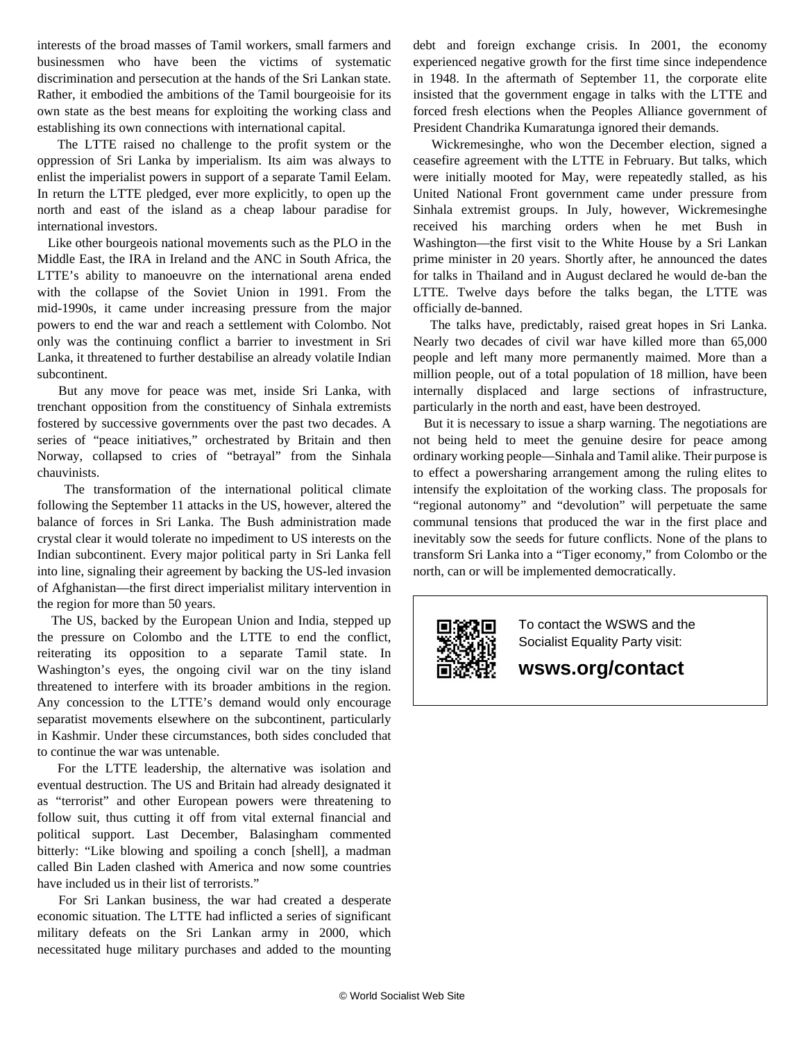interests of the broad masses of Tamil workers, small farmers and businessmen who have been the victims of systematic discrimination and persecution at the hands of the Sri Lankan state. Rather, it embodied the ambitions of the Tamil bourgeoisie for its own state as the best means for exploiting the working class and establishing its own connections with international capital.

The LTTE raised no challenge to the profit system or the oppression of Sri Lanka by imperialism. Its aim was always to enlist the imperialist powers in support of a separate Tamil Eelam. In return the LTTE pledged, ever more explicitly, to open up the north and east of the island as a cheap labour paradise for international investors.

Like other bourgeois national movements such as the PLO in the Middle East, the IRA in Ireland and the ANC in South Africa, the LTTE's ability to manoeuvre on the international arena ended with the collapse of the Soviet Union in 1991. From the mid-1990s, it came under increasing pressure from the major powers to end the war and reach a settlement with Colombo. Not only was the continuing conflict a barrier to investment in Sri Lanka, it threatened to further destabilise an already volatile Indian subcontinent.

But any move for peace was met, inside Sri Lanka, with trenchant opposition from the constituency of Sinhala extremists fostered by successive governments over the past two decades. A series of "peace initiatives," orchestrated by Britain and then Norway, collapsed to cries of "betrayal" from the Sinhala chauvinists.

The transformation of the international political climate following the September 11 attacks in the US, however, altered the balance of forces in Sri Lanka. The Bush administration made crystal clear it would tolerate no impediment to US interests on the Indian subcontinent. Every major political party in Sri Lanka fell into line, signaling their agreement by backing the US-led invasion of Afghanistan—the first direct imperialist military intervention in the region for more than 50 years.

The US, backed by the European Union and India, stepped up the pressure on Colombo and the LTTE to end the conflict, reiterating its opposition to a separate Tamil state. In Washington's eyes, the ongoing civil war on the tiny island threatened to interfere with its broader ambitions in the region. Any concession to the LTTE's demand would only encourage separatist movements elsewhere on the subcontinent, particularly in Kashmir. Under these circumstances, both sides concluded that to continue the war was untenable.

For the LTTE leadership, the alternative was isolation and eventual destruction. The US and Britain had already designated it as "terrorist" and other European powers were threatening to follow suit, thus cutting it off from vital external financial and political support. Last December, Balasingham commented bitterly: "Like blowing and spoiling a conch [shell], a madman called Bin Laden clashed with America and now some countries have included us in their list of terrorists."

For Sri Lankan business, the war had created a desperate economic situation. The LTTE had inflicted a series of significant military defeats on the Sri Lankan army in 2000, which necessitated huge military purchases and added to the mounting debt and foreign exchange crisis. In 2001, the economy experienced negative growth for the first time since independence in 1948. In the aftermath of September 11, the corporate elite insisted that the government engage in talks with the LTTE and forced fresh elections when the Peoples Alliance government of President Chandrika Kumaratunga ignored their demands.

Wickremesinghe, who won the December election, signed a ceasefire agreement with the LTTE in February. But talks, which were initially mooted for May, were repeatedly stalled, as his United National Front government came under pressure from Sinhala extremist groups. In July, however, Wickremesinghe received his marching orders when he met Bush in Washington—the first visit to the White House by a Sri Lankan prime minister in 20 years. Shortly after, he announced the dates for talks in Thailand and in August declared he would de-ban the LTTE. Twelve days before the talks began, the LTTE was officially de-banned.

The talks have, predictably, raised great hopes in Sri Lanka. Nearly two decades of civil war have killed more than 65,000 people and left many more permanently maimed. More than a million people, out of a total population of 18 million, have been internally displaced and large sections of infrastructure, particularly in the north and east, have been destroyed.

But it is necessary to issue a sharp warning. The negotiations are not being held to meet the genuine desire for peace among ordinary working people—Sinhala and Tamil alike. Their purpose is to effect a powersharing arrangement among the ruling elites to intensify the exploitation of the working class. The proposals for "regional autonomy" and "devolution" will perpetuate the same communal tensions that produced the war in the first place and inevitably sow the seeds for future conflicts. None of the plans to transform Sri Lanka into a "Tiger economy," from Colombo or the north, can or will be implemented democratically.

To contact the WSWS and the Socialist Equality Party visit:

**wsws.org/contact**